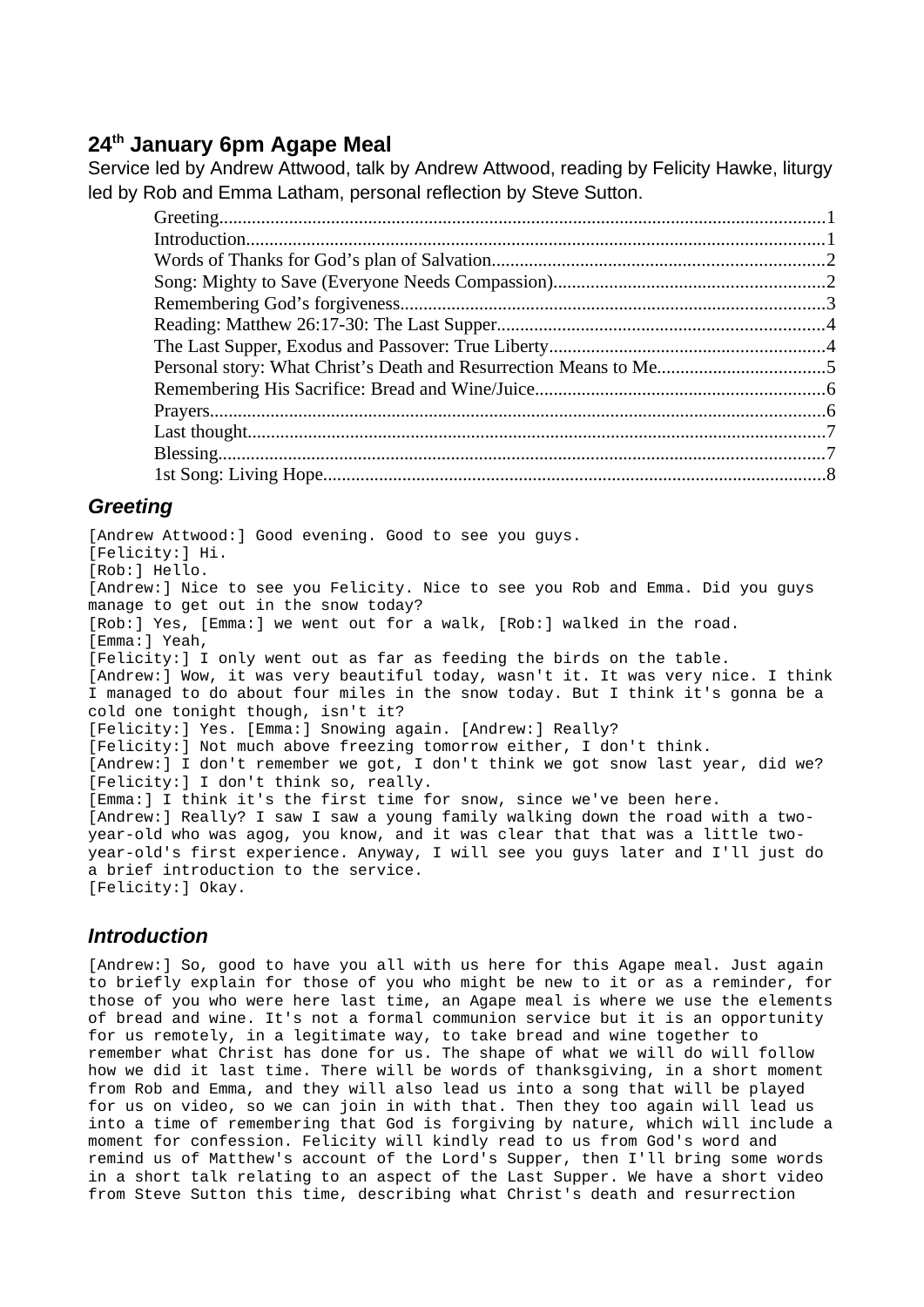## 24th January 6pm Agape Meal

Service led by Andrew Attwood, talk by Andrew Attwood, reading by Felicity Hawke, liturgy led by Rob and Emma Latham, personal reflection by Steve Sutton.

- Greeting....1
- Introduction....1
- Words of Thanks for God's plan of Salvation....2
- Song: Mighty to Save (Everyone Needs Compassion)....2
- Remembering God's forgiveness....3
- Reading: Matthew 26:17-30: The Last Supper....4
- The Last Supper, Exodus and Passover: True Liberty....4
- Personal story: What Christ's Death and Resurrection Means to Me....5
- Remembering His Sacrifice: Bread and Wine/Juice....6
- Prayers....6
- Last thought....7
- Blessing....7
- 1st Song: Living Hope....8

### *Greeting*

[Andrew Attwood:] Good evening. Good to see you guys.
[Felicity:] Hi.
[Rob:] Hello.
[Andrew:] Nice to see you Felicity. Nice to see you Rob and Emma. Did you guys manage to get out in the snow today?
[Rob:] Yes, [Emma:] we went out for a walk, [Rob:] walked in the road.
[Emma:] Yeah,
[Felicity:] I only went out as far as feeding the birds on the table.
[Andrew:] Wow, it was very beautiful today, wasn't it. It was very nice. I think I managed to do about four miles in the snow today. But I think it's gonna be a cold one tonight though, isn't it?
[Felicity:] Yes. [Emma:] Snowing again. [Andrew:] Really?
[Felicity:] Not much above freezing tomorrow either, I don't think.
[Andrew:] I don't remember we got, I don't think we got snow last year, did we?
[Felicity:] I don't think so, really.
[Emma:] I think it's the first time for snow, since we've been here.
[Andrew:] Really? I saw I saw a young family walking down the road with a two-year-old who was agog, you know, and it was clear that that was a little two-year-old's first experience. Anyway, I will see you guys later and I'll just do a brief introduction to the service.
[Felicity:] Okay.

### *Introduction*

[Andrew:] So, good to have you all with us here for this Agape meal. Just again to briefly explain for those of you who might be new to it or as a reminder, for those of you who were here last time, an Agape meal is where we use the elements of bread and wine. It's not a formal communion service but it is an opportunity for us remotely, in a legitimate way, to take bread and wine together to remember what Christ has done for us. The shape of what we will do will follow how we did it last time. There will be words of thanksgiving, in a short moment from Rob and Emma, and they will also lead us into a song that will be played for us on video, so we can join in with that. Then they too again will lead us into a time of remembering that God is forgiving by nature, which will include a moment for confession. Felicity will kindly read to us from God's word and remind us of Matthew's account of the Lord's Supper, then I'll bring some words in a short talk relating to an aspect of the Last Supper. We have a short video from Steve Sutton this time, describing what Christ's death and resurrection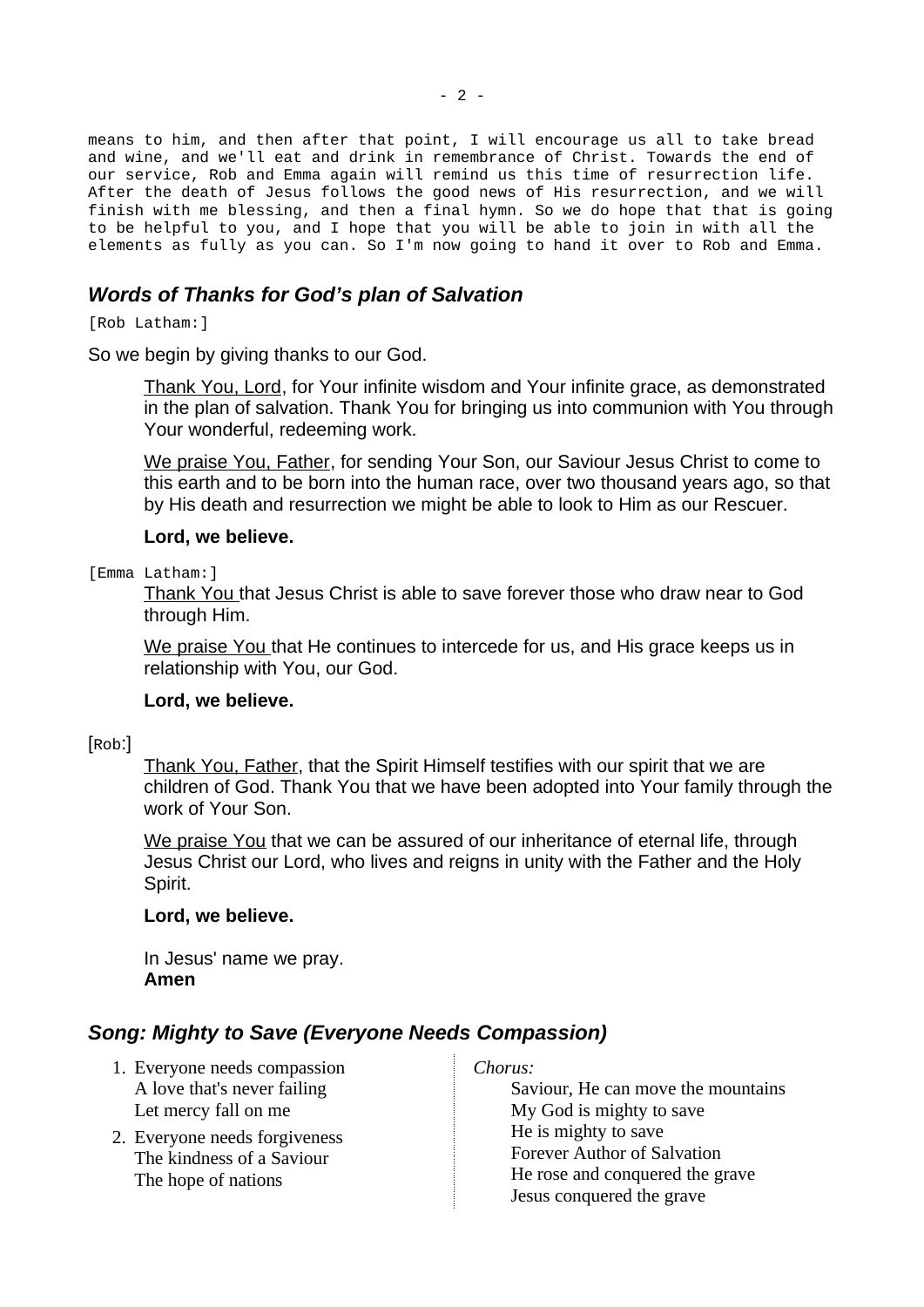means to him, and then after that point, I will encourage us all to take bread and wine, and we'll eat and drink in remembrance of Christ. Towards the end of our service, Rob and Emma again will remind us this time of resurrection life. After the death of Jesus follows the good news of His resurrection, and we will finish with me blessing, and then a final hymn. So we do hope that that is going to be helpful to you, and I hope that you will be able to join in with all the elements as fully as you can. So I'm now going to hand it over to Rob and Emma.

## *Words of Thanks for God's plan of Salvation*

[Rob Latham:]

So we begin by giving thanks to our God.

> Thank You, Lord, for Your infinite wisdom and Your infinite grace, as demonstrated in the plan of salvation. Thank You for bringing us into communion with You through Your wonderful, redeeming work.
>
> We praise You, Father, for sending Your Son, our Saviour Jesus Christ to come to this earth and to be born into the human race, over two thousand years ago, so that by His death and resurrection we might be able to look to Him as our Rescuer.
>
> **Lord, we believe.**

[Emma Latham:]

> Thank You that Jesus Christ is able to save forever those who draw near to God through Him.
>
> We praise You that He continues to intercede for us, and His grace keeps us in relationship with You, our God.
>
> **Lord, we believe.**

[Rob:]

> Thank You, Father, that the Spirit Himself testifies with our spirit that we are children of God. Thank You that we have been adopted into Your family through the work of Your Son.
>
> We praise You that we can be assured of our inheritance of eternal life, through Jesus Christ our Lord, who lives and reigns in unity with the Father and the Holy Spirit.
>
> **Lord, we believe.**
>
> In Jesus' name we pray.
> **Amen**

## *Song: Mighty to Save (Everyone Needs Compassion)*

1. Everyone needs compassion
   A love that's never failing
   Let mercy fall on me
2. Everyone needs forgiveness
   The kindness of a Saviour
   The hope of nations

*Chorus:*

Saviour, He can move the mountains
My God is mighty to save
He is mighty to save
Forever Author of Salvation
He rose and conquered the grave
Jesus conquered the grave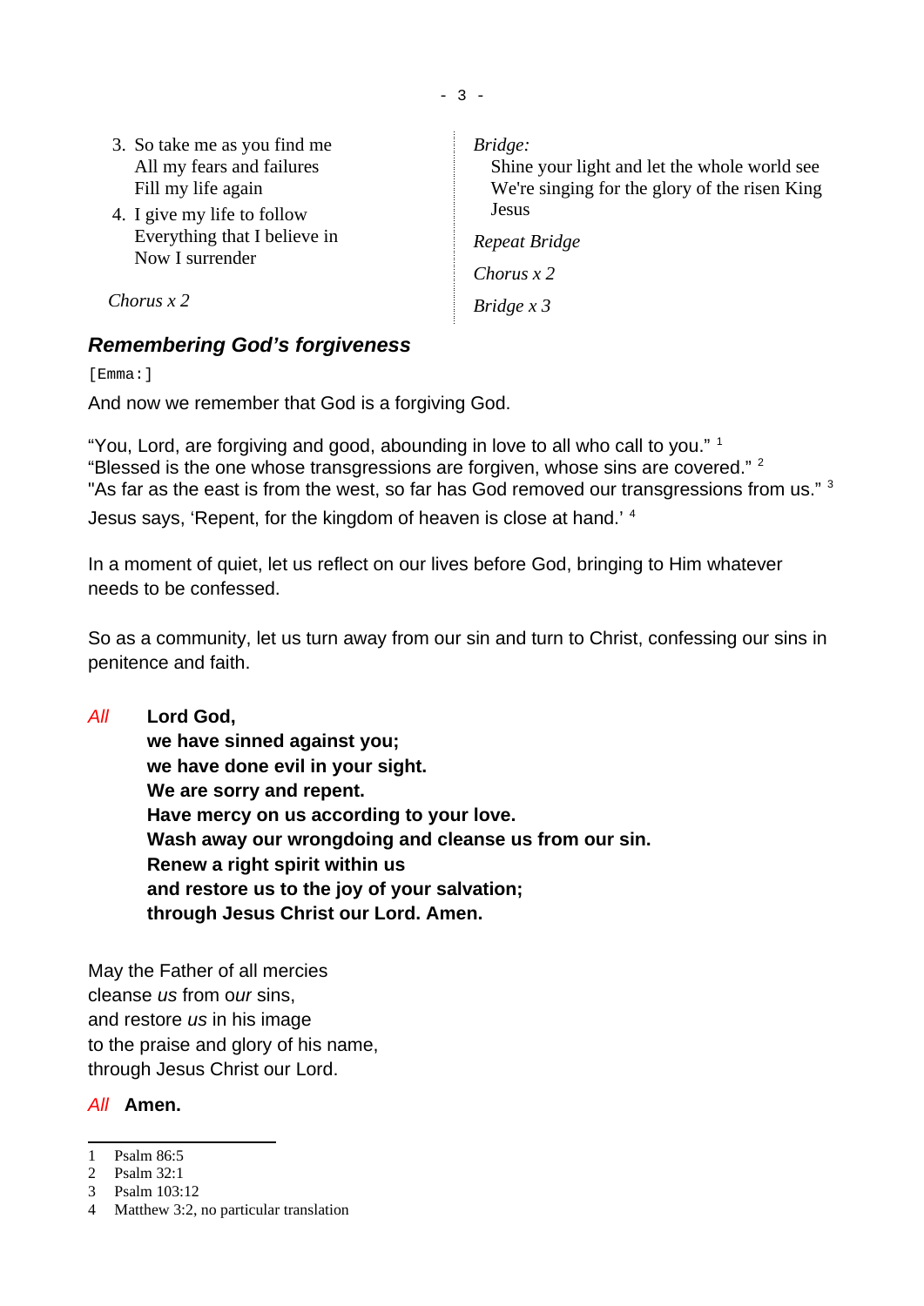3. So take me as you find me
   All my fears and failures
   Fill my life again
4. I give my life to follow
   Everything that I believe in
   Now I surrender

*Chorus x 2*

*Bridge:*
Shine your light and let the whole world see
We're singing for the glory of the risen King
Jesus

*Repeat Bridge*

*Chorus x 2*

*Bridge x 3*

## *Remembering God's forgiveness*

```
[Emma:]
```

And now we remember that God is a forgiving God.

"You, Lord, are forgiving and good, abounding in love to all who call to you." [1]
"Blessed is the one whose transgressions are forgiven, whose sins are covered." [2]
"As far as the east is from the west, so far has God removed our transgressions from us." [3]
Jesus says, 'Repent, for the kingdom of heaven is close at hand.' [4]

In a moment of quiet, let us reflect on our lives before God, bringing to Him whatever needs to be confessed.

So as a community, let us turn away from our sin and turn to Christ, confessing our sins in penitence and faith.

*All* **Lord God,**
**we have sinned against you;**
**we have done evil in your sight.**
**We are sorry and repent.**
**Have mercy on us according to your love.**
**Wash away our wrongdoing and cleanse us from our sin.**
**Renew a right spirit within us**
**and restore us to the joy of your salvation;**
**through Jesus Christ our Lord. Amen.**

May the Father of all mercies
cleanse *us* from o*ur* sins,
and restore *us* in his image
to the praise and glory of his name,
through Jesus Christ our Lord.

*All* **Amen.**

---

1 Psalm 86:5
2 Psalm 32:1
3 Psalm 103:12
4 Matthew 3:2, no particular translation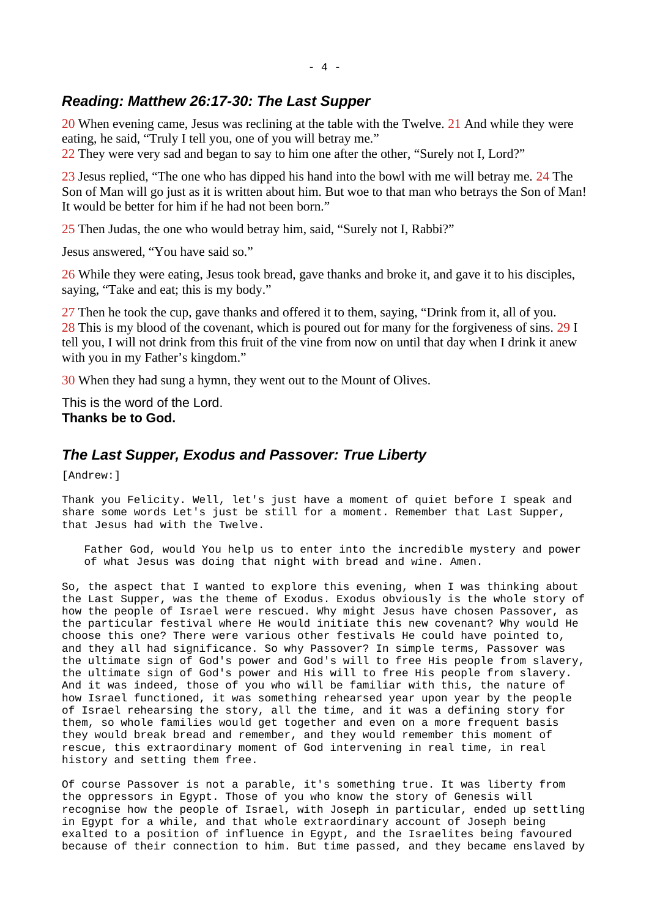## Reading: Matthew 26:17-30: The Last Supper

20 When evening came, Jesus was reclining at the table with the Twelve. 21 And while they were eating, he said, "Truly I tell you, one of you will betray me."
22 They were very sad and began to say to him one after the other, "Surely not I, Lord?"

23 Jesus replied, "The one who has dipped his hand into the bowl with me will betray me. 24 The Son of Man will go just as it is written about him. But woe to that man who betrays the Son of Man! It would be better for him if he had not been born."

25 Then Judas, the one who would betray him, said, "Surely not I, Rabbi?"

Jesus answered, "You have said so."

26 While they were eating, Jesus took bread, gave thanks and broke it, and gave it to his disciples, saying, "Take and eat; this is my body."

27 Then he took the cup, gave thanks and offered it to them, saying, "Drink from it, all of you. 28 This is my blood of the covenant, which is poured out for many for the forgiveness of sins. 29 I tell you, I will not drink from this fruit of the vine from now on until that day when I drink it anew with you in my Father's kingdom."

30 When they had sung a hymn, they went out to the Mount of Olives.

This is the word of the Lord.
**Thanks be to God.**

## The Last Supper, Exodus and Passover: True Liberty

[Andrew:]

Thank you Felicity. Well, let's just have a moment of quiet before I speak and share some words Let's just be still for a moment. Remember that Last Supper, that Jesus had with the Twelve.

> Father God, would You help us to enter into the incredible mystery and power of what Jesus was doing that night with bread and wine. Amen.

So, the aspect that I wanted to explore this evening, when I was thinking about the Last Supper, was the theme of Exodus. Exodus obviously is the whole story of how the people of Israel were rescued. Why might Jesus have chosen Passover, as the particular festival where He would initiate this new covenant? Why would He choose this one? There were various other festivals He could have pointed to, and they all had significance. So why Passover? In simple terms, Passover was the ultimate sign of God's power and God's will to free His people from slavery, the ultimate sign of God's power and His will to free His people from slavery. And it was indeed, those of you who will be familiar with this, the nature of how Israel functioned, it was something rehearsed year upon year by the people of Israel rehearsing the story, all the time, and it was a defining story for them, so whole families would get together and even on a more frequent basis they would break bread and remember, and they would remember this moment of rescue, this extraordinary moment of God intervening in real time, in real history and setting them free.

Of course Passover is not a parable, it's something true. It was liberty from the oppressors in Egypt. Those of you who know the story of Genesis will recognise how the people of Israel, with Joseph in particular, ended up settling in Egypt for a while, and that whole extraordinary account of Joseph being exalted to a position of influence in Egypt, and the Israelites being favoured because of their connection to him. But time passed, and they became enslaved by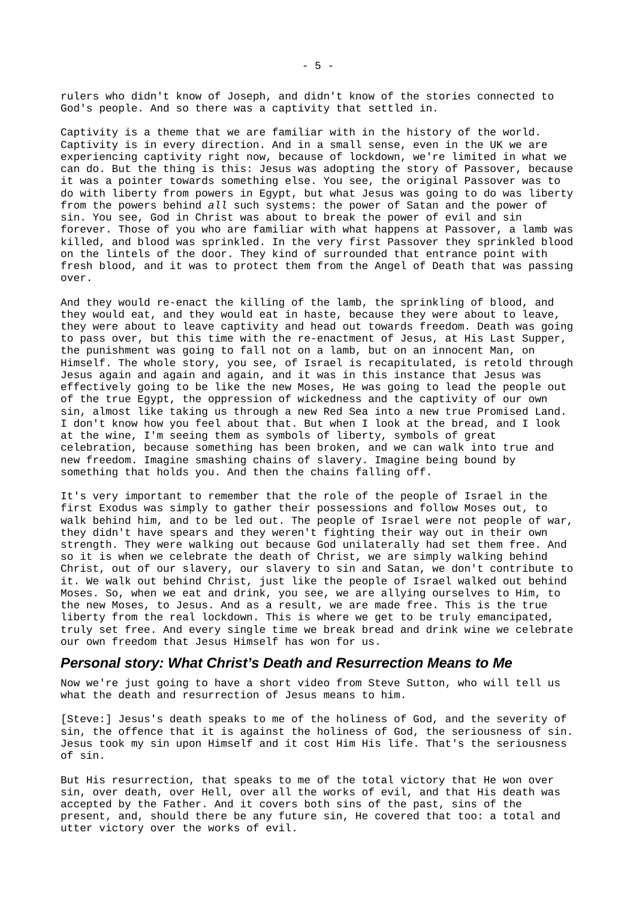rulers who didn't know of Joseph, and didn't know of the stories connected to God's people. And so there was a captivity that settled in.

Captivity is a theme that we are familiar with in the history of the world. Captivity is in every direction. And in a small sense, even in the UK we are experiencing captivity right now, because of lockdown, we're limited in what we can do. But the thing is this: Jesus was adopting the story of Passover, because it was a pointer towards something else. You see, the original Passover was to do with liberty from powers in Egypt, but what Jesus was going to do was liberty from the powers behind *all* such systems: the power of Satan and the power of sin. You see, God in Christ was about to break the power of evil and sin forever. Those of you who are familiar with what happens at Passover, a lamb was killed, and blood was sprinkled. In the very first Passover they sprinkled blood on the lintels of the door. They kind of surrounded that entrance point with fresh blood, and it was to protect them from the Angel of Death that was passing over.

And they would re-enact the killing of the lamb, the sprinkling of blood, and they would eat, and they would eat in haste, because they were about to leave, they were about to leave captivity and head out towards freedom. Death was going to pass over, but this time with the re-enactment of Jesus, at His Last Supper, the punishment was going to fall not on a lamb, but on an innocent Man, on Himself. The whole story, you see, of Israel is recapitulated, is retold through Jesus again and again and again, and it was in this instance that Jesus was effectively going to be like the new Moses, He was going to lead the people out of the true Egypt, the oppression of wickedness and the captivity of our own sin, almost like taking us through a new Red Sea into a new true Promised Land. I don't know how you feel about that. But when I look at the bread, and I look at the wine, I'm seeing them as symbols of liberty, symbols of great celebration, because something has been broken, and we can walk into true and new freedom. Imagine smashing chains of slavery. Imagine being bound by something that holds you. And then the chains falling off.

It's very important to remember that the role of the people of Israel in the first Exodus was simply to gather their possessions and follow Moses out, to walk behind him, and to be led out. The people of Israel were not people of war, they didn't have spears and they weren't fighting their way out in their own strength. They were walking out because God unilaterally had set them free. And so it is when we celebrate the death of Christ, we are simply walking behind Christ, out of our slavery, our slavery to sin and Satan, we don't contribute to it. We walk out behind Christ, just like the people of Israel walked out behind Moses. So, when we eat and drink, you see, we are allying ourselves to Him, to the new Moses, to Jesus. And as a result, we are made free. This is the true liberty from the real lockdown. This is where we get to be truly emancipated, truly set free. And every single time we break bread and drink wine we celebrate our own freedom that Jesus Himself has won for us.

## Personal story: What Christ's Death and Resurrection Means to Me

Now we're just going to have a short video from Steve Sutton, who will tell us what the death and resurrection of Jesus means to him.

[Steve:] Jesus's death speaks to me of the holiness of God, and the severity of sin, the offence that it is against the holiness of God, the seriousness of sin. Jesus took my sin upon Himself and it cost Him His life. That's the seriousness of sin.

But His resurrection, that speaks to me of the total victory that He won over sin, over death, over Hell, over all the works of evil, and that His death was accepted by the Father. And it covers both sins of the past, sins of the present, and, should there be any future sin, He covered that too: a total and utter victory over the works of evil.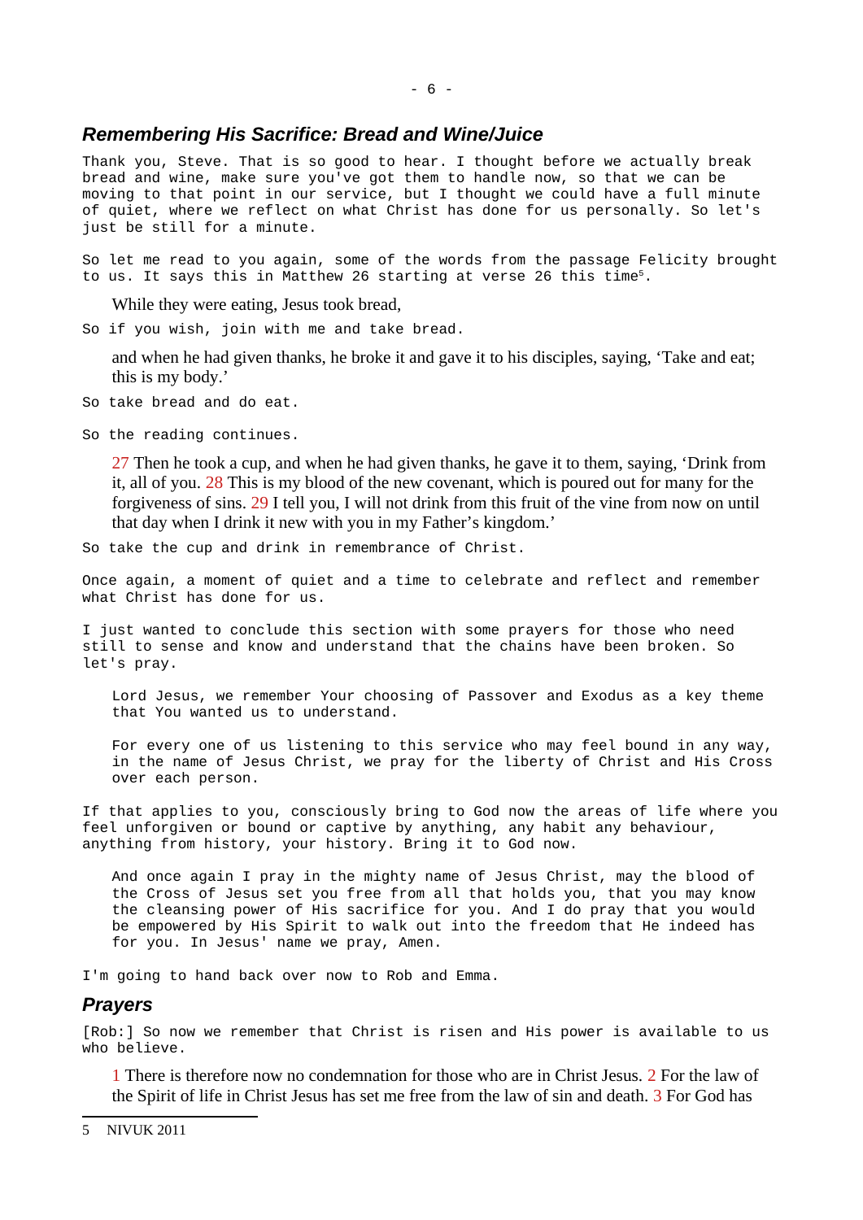## *Remembering His Sacrifice: Bread and Wine/Juice*

Thank you, Steve. That is so good to hear. I thought before we actually break bread and wine, make sure you've got them to handle now, so that we can be moving to that point in our service, but I thought we could have a full minute of quiet, where we reflect on what Christ has done for us personally. So let's just be still for a minute.

So let me read to you again, some of the words from the passage Felicity brought to us. It says this in Matthew 26 starting at verse 26 this time[5].

> While they were eating, Jesus took bread,

So if you wish, join with me and take bread.

> and when he had given thanks, he broke it and gave it to his disciples, saying, 'Take and eat; this is my body.'

So take bread and do eat.

So the reading continues.

> 27 Then he took a cup, and when he had given thanks, he gave it to them, saying, 'Drink from it, all of you. 28 This is my blood of the new covenant, which is poured out for many for the forgiveness of sins. 29 I tell you, I will not drink from this fruit of the vine from now on until that day when I drink it new with you in my Father's kingdom.'

So take the cup and drink in remembrance of Christ.

Once again, a moment of quiet and a time to celebrate and reflect and remember what Christ has done for us.

I just wanted to conclude this section with some prayers for those who need still to sense and know and understand that the chains have been broken. So let's pray.

> Lord Jesus, we remember Your choosing of Passover and Exodus as a key theme that You wanted us to understand.
>
> For every one of us listening to this service who may feel bound in any way, in the name of Jesus Christ, we pray for the liberty of Christ and His Cross over each person.

If that applies to you, consciously bring to God now the areas of life where you feel unforgiven or bound or captive by anything, any habit any behaviour, anything from history, your history. Bring it to God now.

> And once again I pray in the mighty name of Jesus Christ, may the blood of the Cross of Jesus set you free from all that holds you, that you may know the cleansing power of His sacrifice for you. And I do pray that you would be empowered by His Spirit to walk out into the freedom that He indeed has for you. In Jesus' name we pray, Amen.

I'm going to hand back over now to Rob and Emma.

## *Prayers*

[Rob:] So now we remember that Christ is risen and His power is available to us who believe.

> 1 There is therefore now no condemnation for those who are in Christ Jesus. 2 For the law of the Spirit of life in Christ Jesus has set me free from the law of sin and death. 3 For God has

5 NIVUK 2011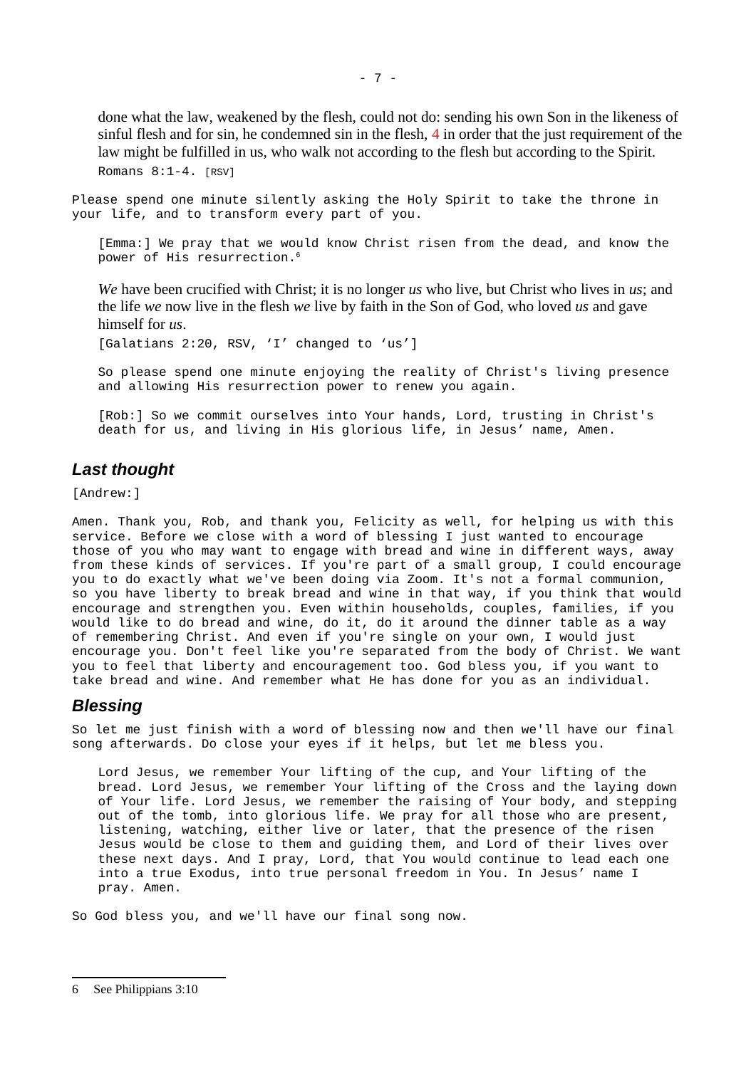done what the law, weakened by the flesh, could not do: sending his own Son in the likeness of sinful flesh and for sin, he condemned sin in the flesh, 4 in order that the just requirement of the law might be fulfilled in us, who walk not according to the flesh but according to the Spirit.
Romans 8:1-4. [RSV]

Please spend one minute silently asking the Holy Spirit to take the throne in your life, and to transform every part of you.

[Emma:] We pray that we would know Christ risen from the dead, and know the power of His resurrection.[6]

*We* have been crucified with Christ; it is no longer *us* who live, but Christ who lives in *us*; and the life *we* now live in the flesh *we* live by faith in the Son of God, who loved *us* and gave himself for *us*.
[Galatians 2:20, RSV, 'I' changed to 'us']

So please spend one minute enjoying the reality of Christ's living presence and allowing His resurrection power to renew you again.

[Rob:] So we commit ourselves into Your hands, Lord, trusting in Christ's death for us, and living in His glorious life, in Jesus' name, Amen.

## *Last thought*

[Andrew:]

Amen. Thank you, Rob, and thank you, Felicity as well, for helping us with this service. Before we close with a word of blessing I just wanted to encourage those of you who may want to engage with bread and wine in different ways, away from these kinds of services. If you're part of a small group, I could encourage you to do exactly what we've been doing via Zoom. It's not a formal communion, so you have liberty to break bread and wine in that way, if you think that would encourage and strengthen you. Even within households, couples, families, if you would like to do bread and wine, do it, do it around the dinner table as a way of remembering Christ. And even if you're single on your own, I would just encourage you. Don't feel like you're separated from the body of Christ. We want you to feel that liberty and encouragement too. God bless you, if you want to take bread and wine. And remember what He has done for you as an individual.

## *Blessing*

So let me just finish with a word of blessing now and then we'll have our final song afterwards. Do close your eyes if it helps, but let me bless you.

Lord Jesus, we remember Your lifting of the cup, and Your lifting of the bread. Lord Jesus, we remember Your lifting of the Cross and the laying down of Your life. Lord Jesus, we remember the raising of Your body, and stepping out of the tomb, into glorious life. We pray for all those who are present, listening, watching, either live or later, that the presence of the risen Jesus would be close to them and guiding them, and Lord of their lives over these next days. And I pray, Lord, that You would continue to lead each one into a true Exodus, into true personal freedom in You. In Jesus' name I pray. Amen.

So God bless you, and we'll have our final song now.

6 See Philippians 3:10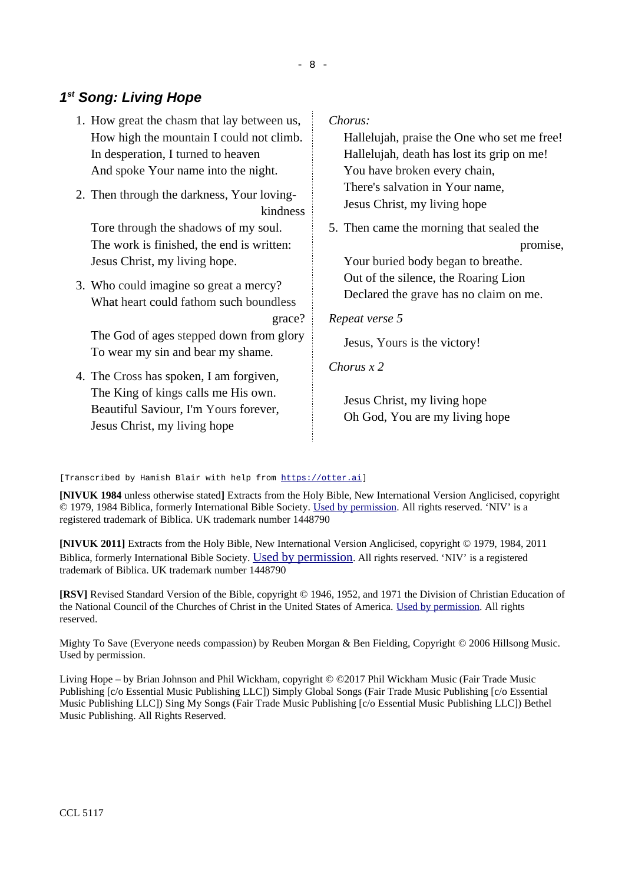## 1st Song: Living Hope

1. How great the chasm that lay between us,
   How high the mountain I could not climb.
   In desperation, I turned to heaven
   And spoke Your name into the night.

2. Then through the darkness, Your loving-kindness
   Tore through the shadows of my soul.
   The work is finished, the end is written:
   Jesus Christ, my living hope.

3. Who could imagine so great a mercy?
   What heart could fathom such boundless grace?
   The God of ages stepped down from glory
   To wear my sin and bear my shame.

4. The Cross has spoken, I am forgiven,
   The King of kings calls me His own.
   Beautiful Saviour, I'm Yours forever,
   Jesus Christ, my living hope

*Chorus:*

Hallelujah, praise the One who set me free!
Hallelujah, death has lost its grip on me!
You have broken every chain,
There's salvation in Your name,
Jesus Christ, my living hope

5. Then came the morning that sealed the promise,
   Your buried body began to breathe.
   Out of the silence, the Roaring Lion
   Declared the grave has no claim on me.

*Repeat verse 5*

Jesus, Yours is the victory!

*Chorus x 2*

Jesus Christ, my living hope
Oh God, You are my living hope

[Transcribed by Hamish Blair with help from https://otter.ai]

**[NIVUK 1984** unless otherwise stated**]** Extracts from the Holy Bible, New International Version Anglicised, copyright © 1979, 1984 Biblica, formerly International Bible Society. Used by permission. All rights reserved. 'NIV' is a registered trademark of Biblica. UK trademark number 1448790

**[NIVUK 2011]** Extracts from the Holy Bible, New International Version Anglicised, copyright © 1979, 1984, 2011 Biblica, formerly International Bible Society. Used by permission. All rights reserved. 'NIV' is a registered trademark of Biblica. UK trademark number 1448790

**[RSV]** Revised Standard Version of the Bible, copyright © 1946, 1952, and 1971 the Division of Christian Education of the National Council of the Churches of Christ in the United States of America. Used by permission. All rights reserved.

Mighty To Save (Everyone needs compassion) by Reuben Morgan & Ben Fielding, Copyright © 2006 Hillsong Music. Used by permission.

Living Hope – by Brian Johnson and Phil Wickham, copyright © ©2017 Phil Wickham Music (Fair Trade Music Publishing [c/o Essential Music Publishing LLC]) Simply Global Songs (Fair Trade Music Publishing [c/o Essential Music Publishing LLC]) Sing My Songs (Fair Trade Music Publishing [c/o Essential Music Publishing LLC]) Bethel Music Publishing. All Rights Reserved.

CCL 5117